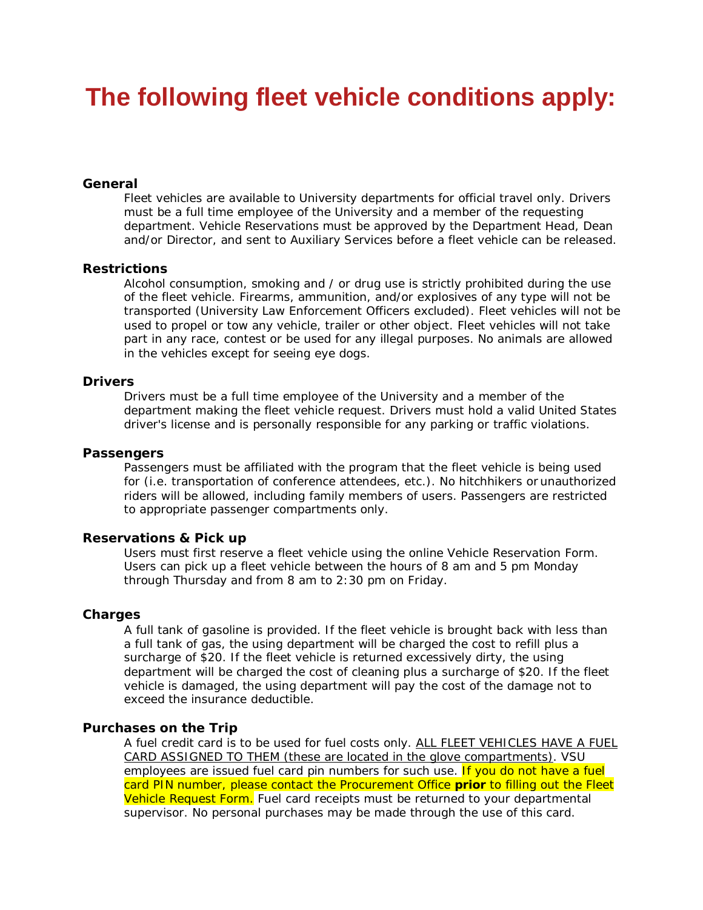# The following fleet vehicle conditions apply:

**General**

Fleet vehicles are available to University departments for official travel only. Drivers must be a full time employee of the University and a member of the requesting department. Vehicle Reservations must be approved by the Department Head, Dean and/or Director, and sent to Auxiliary Services before a fleet vehicle can be released.

**Restrictions**

Alcohol consumption, smoking and / or drug use is strictly prohibited during the use of the fleet vehicle. Firearms, ammunition, and/or explosives of any type will not be transported (University Law Enforcement Officers excluded). Fleet vehicles will not be used to propel or tow any vehicle, trailer or other object. Fleet vehicles will not take part in any race, contest or be used for any illegal purposes. No animals are allowed in the vehicles except for seeing eye dogs.

**Drivers**

Drivers must be a full time employee of the University and a member of the department making the fleet vehicle request. Drivers must hold a valid United States driver's license and is personally responsible for any parking or traffic violations.

**Passengers**

Passengers must be affiliated with the program that the fleet vehicle is being used for (i.e. transportation of conference attendees, etc.). No hitchhikers or unauthorized riders will be allowed, including family members of users. Passengers are restricted to appropriate passenger compartments only.

**Reservations & Pick up**

Users must first reserve a fleet vehicle using the online Vehicle Reservation Form. Users can pick up a fleet vehicle between the hours of 8 am and 5 pm Monday through Thursday and from 8 am to 2:30 pm on Friday.

**Charges**

A full tank of gasoline is provided. If the fleet vehicle is brought back with less than a full tank of gas, the using department will be charged the cost to refill plus a surcharge of $20. If the fleet vehicle is returned excessively dirty, the using department will be charged the cost of cleaning plus a surcharge of $20. If the fleet vehicle is damaged, the using department will pay the cost of the damage not to exceed the insurance deductible.

**Purchases on the Trip**

A fuel credit card is to be used for fuel costs only. ALL FLEET VEHICLES HAVE A FUEL CARD ASSIGNED TO THEM (these are located in the glove compartments). VSU employees are issued fuel card pin numbers for such use. If you do not have a fuel card PIN number, please contact the Procurement Office **prior** to filling out the Fleet Vehicle Request Form. Fuel card receipts must be returned to your departmental supervisor. No personal purchases may be made through the use of this card.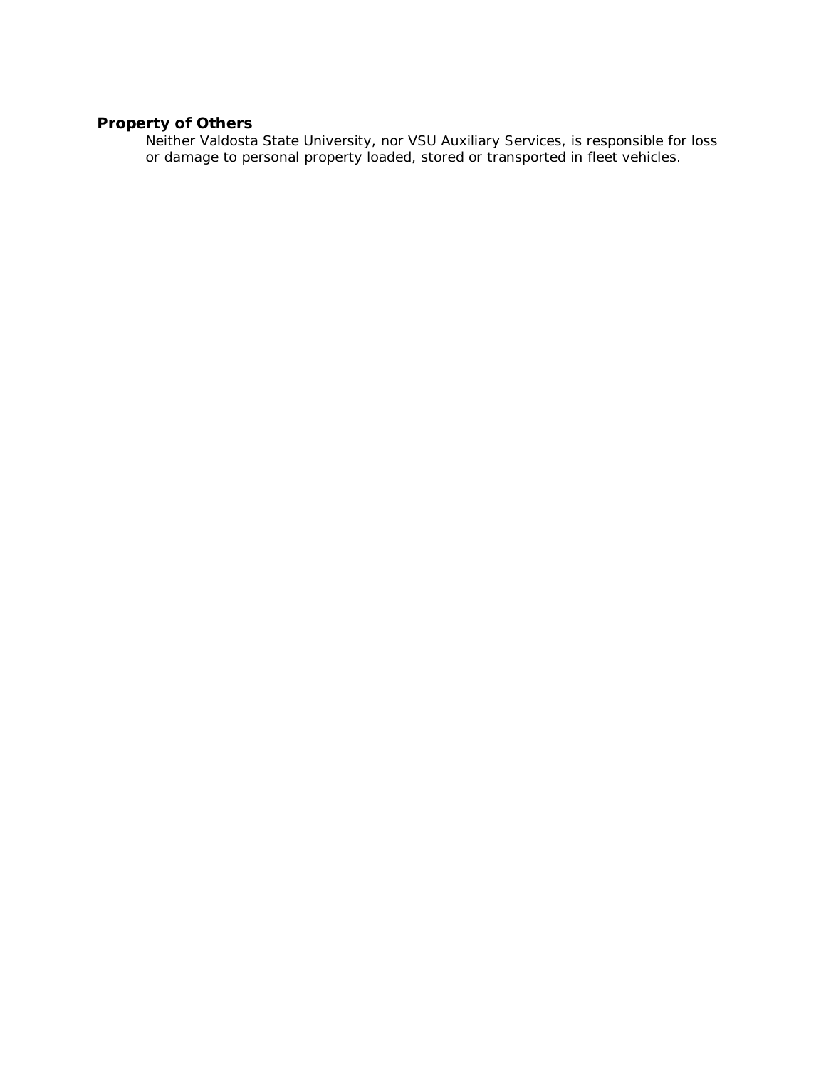**Property of Others**

Neither Valdosta State University, nor VSU Auxiliary Services, is responsible for loss or damage to personal property loaded, stored or transported in fleet vehicles.